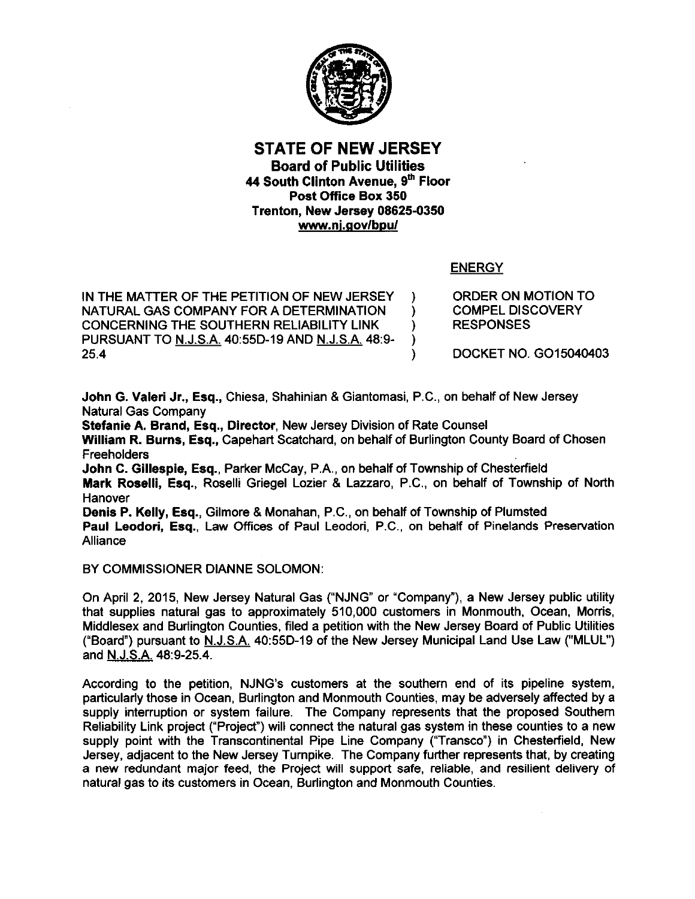# STATE OF NEW JERSEY

**Board of Public Utilities**
**44 South Clinton Avenue, 9th Floor**
**Post Office Box 350**
**Trenton, New Jersey 08625-0350**
**www.nj.gov/bpu/**

ENERGY

| | |
|---|---|
| IN THE MATTER OF THE PETITION OF NEW JERSEY NATURAL GAS COMPANY FOR A DETERMINATION CONCERNING THE SOUTHERN RELIABILITY LINK PURSUANT TO N.J.S.A. 40:55D-19 AND N.J.S.A. 48:9-25.4 | ORDER ON MOTION TO COMPEL DISCOVERY RESPONSES<br><br>DOCKET NO. GO15040403 |

**John G. Valeri Jr., Esq.**, Chiesa, Shahinian & Giantomasi, P.C., on behalf of New Jersey Natural Gas Company
**Stefanie A. Brand, Esq., Director**, New Jersey Division of Rate Counsel
**William R. Burns, Esq.**, Capehart Scatchard, on behalf of Burlington County Board of Chosen Freeholders
**John C. Gillespie, Esq.**, Parker McCay, P.A., on behalf of Township of Chesterfield
**Mark Roselli, Esq.**, Roselli Griegel Lozier & Lazzaro, P.C., on behalf of Township of North Hanover
**Denis P. Kelly, Esq.**, Gilmore & Monahan, P.C., on behalf of Township of Plumsted
**Paul Leodori, Esq.**, Law Offices of Paul Leodori, P.C., on behalf of Pinelands Preservation Alliance

BY COMMISSIONER DIANNE SOLOMON:

On April 2, 2015, New Jersey Natural Gas ("NJNG" or "Company"), a New Jersey public utility that supplies natural gas to approximately 510,000 customers in Monmouth, Ocean, Morris, Middlesex and Burlington Counties, filed a petition with the New Jersey Board of Public Utilities ("Board") pursuant to N.J.S.A. 40:55D-19 of the New Jersey Municipal Land Use Law ("MLUL") and N.J.S.A. 48:9-25.4.

According to the petition, NJNG's customers at the southern end of its pipeline system, particularly those in Ocean, Burlington and Monmouth Counties, may be adversely affected by a supply interruption or system failure. The Company represents that the proposed Southern Reliability Link project ("Project") will connect the natural gas system in these counties to a new supply point with the Transcontinental Pipe Line Company ("Transco") in Chesterfield, New Jersey, adjacent to the New Jersey Turnpike. The Company further represents that, by creating a new redundant major feed, the Project will support safe, reliable, and resilient delivery of natural gas to its customers in Ocean, Burlington and Monmouth Counties.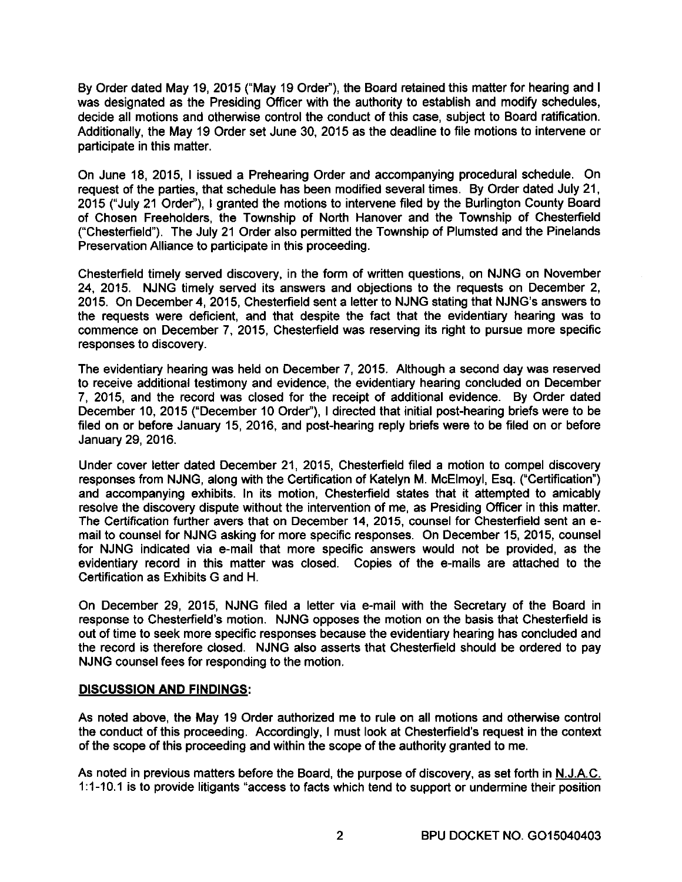By Order dated May 19, 2015 ("May 19 Order"), the Board retained this matter for hearing and I was designated as the Presiding Officer with the authority to establish and modify schedules, decide all motions and otherwise control the conduct of this case, subject to Board ratification. Additionally, the May 19 Order set June 30, 2015 as the deadline to file motions to intervene or participate in this matter.

On June 18, 2015, I issued a Prehearing Order and accompanying procedural schedule. On request of the parties, that schedule has been modified several times. By Order dated July 21, 2015 ("July 21 Order"), I granted the motions to intervene filed by the Burlington County Board of Chosen Freeholders, the Township of North Hanover and the Township of Chesterfield ("Chesterfield"). The July 21 Order also permitted the Township of Plumsted and the Pinelands Preservation Alliance to participate in this proceeding.

Chesterfield timely served discovery, in the form of written questions, on NJNG on November 24, 2015. NJNG timely served its answers and objections to the requests on December 2, 2015. On December 4, 2015, Chesterfield sent a letter to NJNG stating that NJNG's answers to the requests were deficient, and that despite the fact that the evidentiary hearing was to commence on December 7, 2015, Chesterfield was reserving its right to pursue more specific responses to discovery.

The evidentiary hearing was held on December 7, 2015. Although a second day was reserved to receive additional testimony and evidence, the evidentiary hearing concluded on December 7, 2015, and the record was closed for the receipt of additional evidence. By Order dated December 10, 2015 ("December 10 Order"), I directed that initial post-hearing briefs were to be filed on or before January 15, 2016, and post-hearing reply briefs were to be filed on or before January 29, 2016.

Under cover letter dated December 21, 2015, Chesterfield filed a motion to compel discovery responses from NJNG, along with the Certification of Katelyn M. McElmoyl, Esq. ("Certification") and accompanying exhibits. In its motion, Chesterfield states that it attempted to amicably resolve the discovery dispute without the intervention of me, as Presiding Officer in this matter. The Certification further avers that on December 14, 2015, counsel for Chesterfield sent an e-mail to counsel for NJNG asking for more specific responses. On December 15, 2015, counsel for NJNG indicated via e-mail that more specific answers would not be provided, as the evidentiary record in this matter was closed. Copies of the e-mails are attached to the Certification as Exhibits G and H.

On December 29, 2015, NJNG filed a letter via e-mail with the Secretary of the Board in response to Chesterfield's motion. NJNG opposes the motion on the basis that Chesterfield is out of time to seek more specific responses because the evidentiary hearing has concluded and the record is therefore closed. NJNG also asserts that Chesterfield should be ordered to pay NJNG counsel fees for responding to the motion.

**DISCUSSION AND FINDINGS:**

As noted above, the May 19 Order authorized me to rule on all motions and otherwise control the conduct of this proceeding. Accordingly, I must look at Chesterfield's request in the context of the scope of this proceeding and within the scope of the authority granted to me.

As noted in previous matters before the Board, the purpose of discovery, as set forth in N.J.A.C. 1:1-10.1 is to provide litigants "access to facts which tend to support or undermine their position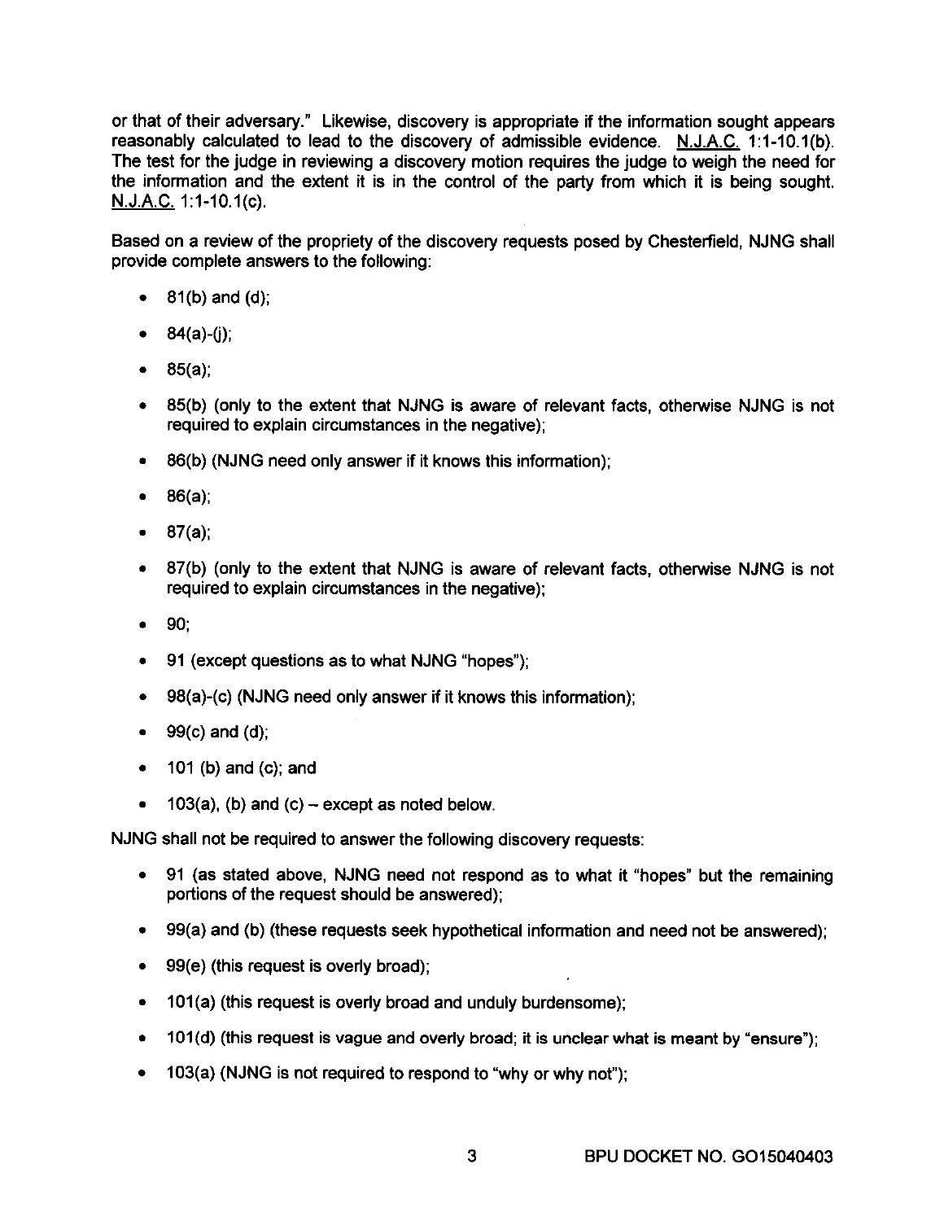or that of their adversary." Likewise, discovery is appropriate if the information sought appears reasonably calculated to lead to the discovery of admissible evidence. N.J.A.C. 1:1-10.1(b). The test for the judge in reviewing a discovery motion requires the judge to weigh the need for the information and the extent it is in the control of the party from which it is being sought. N.J.A.C. 1:1-10.1(c).

Based on a review of the propriety of the discovery requests posed by Chesterfield, NJNG shall provide complete answers to the following:

- 81(b) and (d);
- 84(a)-(j);
- 85(a);
- 85(b) (only to the extent that NJNG is aware of relevant facts, otherwise NJNG is not required to explain circumstances in the negative);
- 86(b) (NJNG need only answer if it knows this information);
- 86(a);
- 87(a);
- 87(b) (only to the extent that NJNG is aware of relevant facts, otherwise NJNG is not required to explain circumstances in the negative);
- 90;
- 91 (except questions as to what NJNG "hopes");
- 98(a)-(c) (NJNG need only answer if it knows this information);
- 99(c) and (d);
- 101 (b) and (c); and
- 103(a), (b) and (c) – except as noted below.

NJNG shall not be required to answer the following discovery requests:

- 91 (as stated above, NJNG need not respond as to what it "hopes" but the remaining portions of the request should be answered);
- 99(a) and (b) (these requests seek hypothetical information and need not be answered);
- 99(e) (this request is overly broad);
- 101(a) (this request is overly broad and unduly burdensome);
- 101(d) (this request is vague and overly broad; it is unclear what is meant by "ensure");
- 103(a) (NJNG is not required to respond to "why or why not");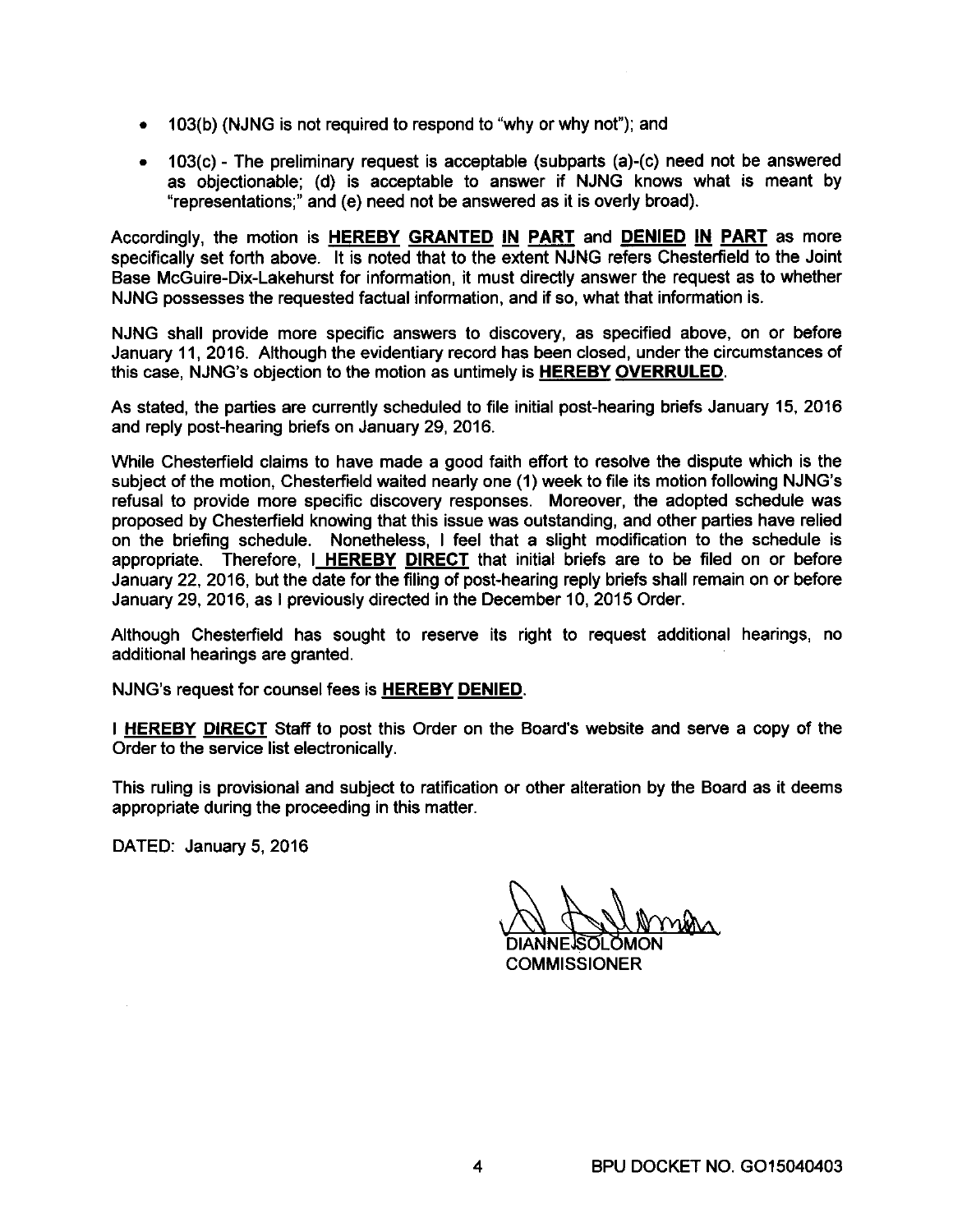- 103(b) (NJNG is not required to respond to "why or why not"); and
- 103(c) - The preliminary request is acceptable (subparts (a)-(c) need not be answered as objectionable; (d) is acceptable to answer if NJNG knows what is meant by "representations;" and (e) need not be answered as it is overly broad).

Accordingly, the motion is **HEREBY GRANTED IN PART** and **DENIED IN PART** as more specifically set forth above. It is noted that to the extent NJNG refers Chesterfield to the Joint Base McGuire-Dix-Lakehurst for information, it must directly answer the request as to whether NJNG possesses the requested factual information, and if so, what that information is.

NJNG shall provide more specific answers to discovery, as specified above, on or before January 11, 2016. Although the evidentiary record has been closed, under the circumstances of this case, NJNG's objection to the motion as untimely is **HEREBY OVERRULED**.

As stated, the parties are currently scheduled to file initial post-hearing briefs January 15, 2016 and reply post-hearing briefs on January 29, 2016.

While Chesterfield claims to have made a good faith effort to resolve the dispute which is the subject of the motion, Chesterfield waited nearly one (1) week to file its motion following NJNG's refusal to provide more specific discovery responses. Moreover, the adopted schedule was proposed by Chesterfield knowing that this issue was outstanding, and other parties have relied on the briefing schedule. Nonetheless, I feel that a slight modification to the schedule is appropriate. Therefore, I **HEREBY DIRECT** that initial briefs are to be filed on or before January 22, 2016, but the date for the filing of post-hearing reply briefs shall remain on or before January 29, 2016, as I previously directed in the December 10, 2015 Order.

Although Chesterfield has sought to reserve its right to request additional hearings, no additional hearings are granted.

NJNG's request for counsel fees is **HEREBY DENIED**.

I **HEREBY DIRECT** Staff to post this Order on the Board's website and serve a copy of the Order to the service list electronically.

This ruling is provisional and subject to ratification or other alteration by the Board as it deems appropriate during the proceeding in this matter.

DATED: January 5, 2016

DIANNE SOLOMON
COMMISSIONER

BPU DOCKET NO. GO15040403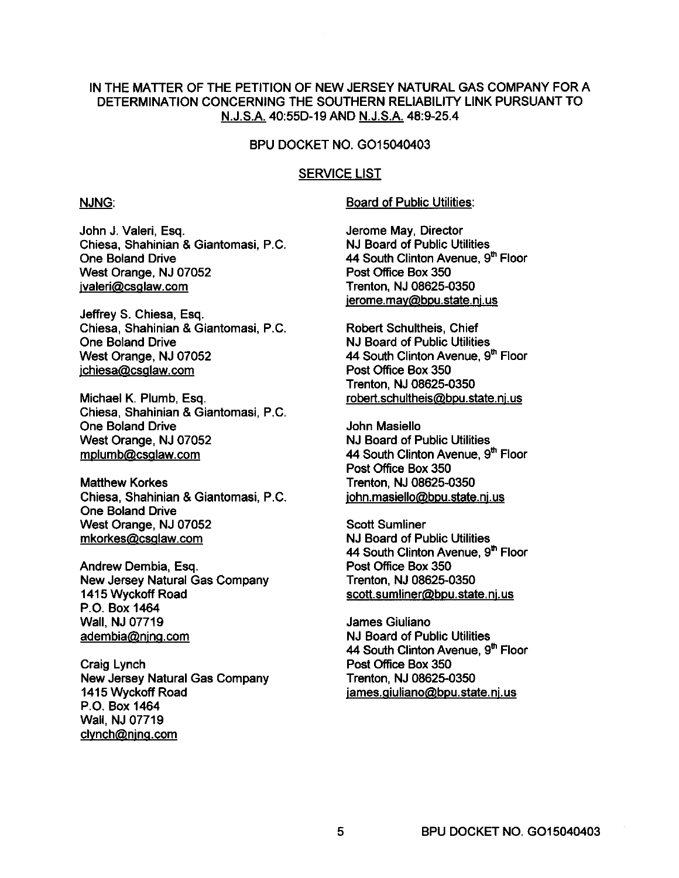IN THE MATTER OF THE PETITION OF NEW JERSEY NATURAL GAS COMPANY FOR A DETERMINATION CONCERNING THE SOUTHERN RELIABILITY LINK PURSUANT TO N.J.S.A. 40:55D-19 AND N.J.S.A. 48:9-25.4

BPU DOCKET NO. GO15040403

SERVICE LIST

NJNG:

John J. Valeri, Esq.
Chiesa, Shahinian & Giantomasi, P.C.
One Boland Drive
West Orange, NJ 07052
jvaleri@csglaw.com

Jeffrey S. Chiesa, Esq.
Chiesa, Shahinian & Giantomasi, P.C.
One Boland Drive
West Orange, NJ 07052
jchiesa@csglaw.com

Michael K. Plumb, Esq.
Chiesa, Shahinian & Giantomasi, P.C.
One Boland Drive
West Orange, NJ 07052
mplumb@csglaw.com

Matthew Korkes
Chiesa, Shahinian & Giantomasi, P.C.
One Boland Drive
West Orange, NJ 07052
mkorkes@csglaw.com

Andrew Dembia, Esq.
New Jersey Natural Gas Company
1415 Wyckoff Road
P.O. Box 1464
Wall, NJ 07719
adembia@njng.com

Craig Lynch
New Jersey Natural Gas Company
1415 Wyckoff Road
P.O. Box 1464
Wall, NJ 07719
clynch@njng.com

Board of Public Utilities:

Jerome May, Director
NJ Board of Public Utilities
44 South Clinton Avenue, 9th Floor
Post Office Box 350
Trenton, NJ 08625-0350
jerome.may@bpu.state.nj.us

Robert Schultheis, Chief
NJ Board of Public Utilities
44 South Clinton Avenue, 9th Floor
Post Office Box 350
Trenton, NJ 08625-0350
robert.schultheis@bpu.state.nj.us

John Masiello
NJ Board of Public Utilities
44 South Clinton Avenue, 9th Floor
Post Office Box 350
Trenton, NJ 08625-0350
john.masiello@bpu.state.nj.us

Scott Sumliner
NJ Board of Public Utilities
44 South Clinton Avenue, 9th Floor
Post Office Box 350
Trenton, NJ 08625-0350
scott.sumliner@bpu.state.nj.us

James Giuliano
NJ Board of Public Utilities
44 South Clinton Avenue, 9th Floor
Post Office Box 350
Trenton, NJ 08625-0350
james.giuliano@bpu.state.nj.us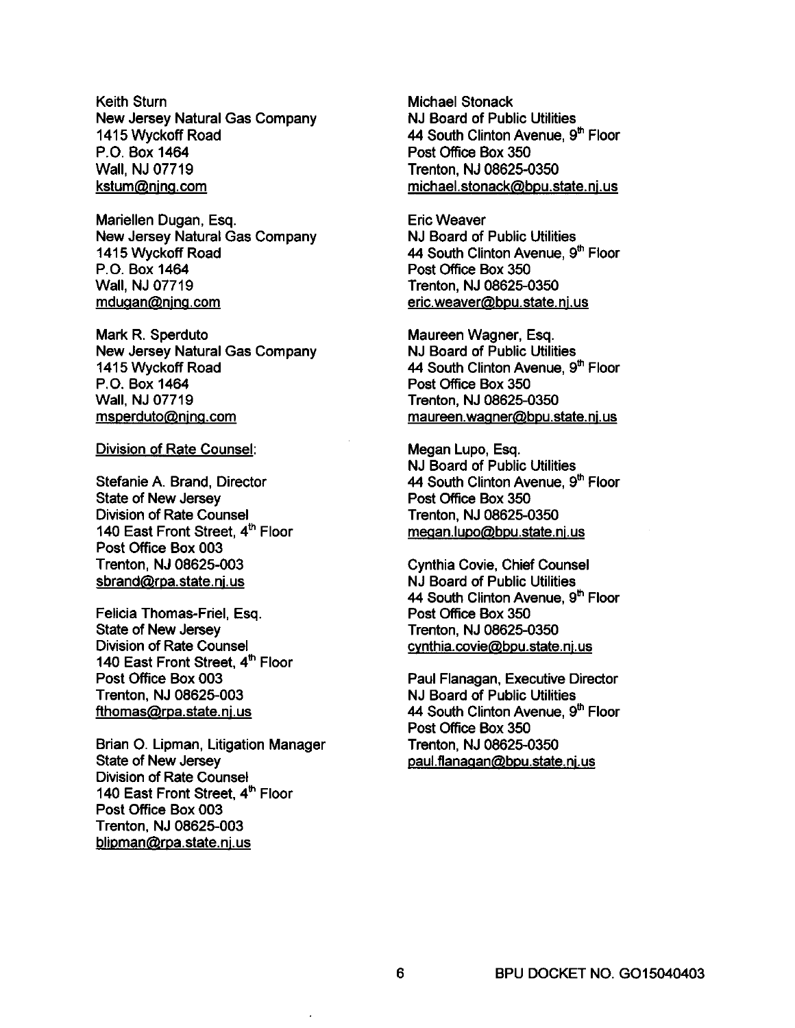Keith Sturn
New Jersey Natural Gas Company
1415 Wyckoff Road
P.O. Box 1464
Wall, NJ 07719
kstum@njng.com

Mariellen Dugan, Esq.
New Jersey Natural Gas Company
1415 Wyckoff Road
P.O. Box 1464
Wall, NJ 07719
mdugan@njng.com

Mark R. Sperduto
New Jersey Natural Gas Company
1415 Wyckoff Road
P.O. Box 1464
Wall, NJ 07719
msperduto@njng.com

Division of Rate Counsel:

Stefanie A. Brand, Director
State of New Jersey
Division of Rate Counsel
140 East Front Street, 4th Floor
Post Office Box 003
Trenton, NJ 08625-003
sbrand@rpa.state.nj.us

Felicia Thomas-Friel, Esq.
State of New Jersey
Division of Rate Counsel
140 East Front Street, 4th Floor
Post Office Box 003
Trenton, NJ 08625-003
fthomas@rpa.state.nj.us

Brian O. Lipman, Litigation Manager
State of New Jersey
Division of Rate Counsel
140 East Front Street, 4th Floor
Post Office Box 003
Trenton, NJ 08625-003
blipman@rpa.state.nj.us

Michael Stonack
NJ Board of Public Utilities
44 South Clinton Avenue, 9th Floor
Post Office Box 350
Trenton, NJ 08625-0350
michael.stonack@bpu.state.nj.us

Eric Weaver
NJ Board of Public Utilities
44 South Clinton Avenue, 9th Floor
Post Office Box 350
Trenton, NJ 08625-0350
eric.weaver@bpu.state.nj.us

Maureen Wagner, Esq.
NJ Board of Public Utilities
44 South Clinton Avenue, 9th Floor
Post Office Box 350
Trenton, NJ 08625-0350
maureen.wagner@bpu.state.nj.us

Megan Lupo, Esq.
NJ Board of Public Utilities
44 South Clinton Avenue, 9th Floor
Post Office Box 350
Trenton, NJ 08625-0350
megan.lupo@bpu.state.nj.us

Cynthia Covie, Chief Counsel
NJ Board of Public Utilities
44 South Clinton Avenue, 9th Floor
Post Office Box 350
Trenton, NJ 08625-0350
cynthia.covie@bpu.state.nj.us

Paul Flanagan, Executive Director
NJ Board of Public Utilities
44 South Clinton Avenue, 9th Floor
Post Office Box 350
Trenton, NJ 08625-0350
paul.flanagan@bpu.state.nj.us

BPU DOCKET NO. GO15040403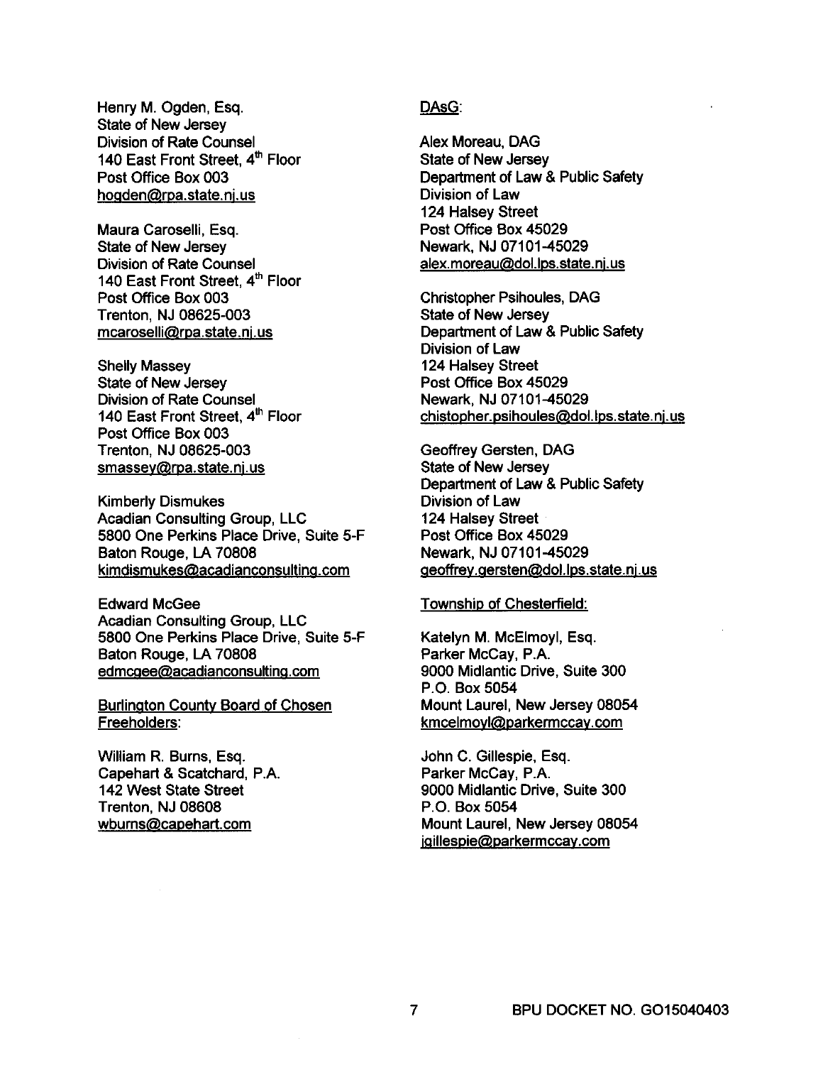Henry M. Ogden, Esq.
State of New Jersey
Division of Rate Counsel
140 East Front Street, 4th Floor
Post Office Box 003
hogden@rpa.state.nj.us

Maura Caroselli, Esq.
State of New Jersey
Division of Rate Counsel
140 East Front Street, 4th Floor
Post Office Box 003
Trenton, NJ 08625-003
mcaroselli@rpa.state.nj.us

Shelly Massey
State of New Jersey
Division of Rate Counsel
140 East Front Street, 4th Floor
Post Office Box 003
Trenton, NJ 08625-003
smassey@rpa.state.nj.us

Kimberly Dismukes
Acadian Consulting Group, LLC
5800 One Perkins Place Drive, Suite 5-F
Baton Rouge, LA 70808
kimdismukes@acadianconsulting.com

Edward McGee
Acadian Consulting Group, LLC
5800 One Perkins Place Drive, Suite 5-F
Baton Rouge, LA 70808
edmcgee@acadianconsulting.com

Burlington County Board of Chosen Freeholders:

William R. Burns, Esq.
Capehart & Scatchard, P.A.
142 West State Street
Trenton, NJ 08608
wburns@capehart.com

DAsG:

Alex Moreau, DAG
State of New Jersey
Department of Law & Public Safety
Division of Law
124 Halsey Street
Post Office Box 45029
Newark, NJ 07101-45029
alex.moreau@dol.lps.state.nj.us

Christopher Psihoules, DAG
State of New Jersey
Department of Law & Public Safety
Division of Law
124 Halsey Street
Post Office Box 45029
Newark, NJ 07101-45029
chistopher.psihoules@dol.lps.state.nj.us

Geoffrey Gersten, DAG
State of New Jersey
Department of Law & Public Safety
Division of Law
124 Halsey Street
Post Office Box 45029
Newark, NJ 07101-45029
geoffrey.gersten@dol.lps.state.nj.us

Township of Chesterfield:

Katelyn M. McElmoyl, Esq.
Parker McCay, P.A.
9000 Midlantic Drive, Suite 300
P.O. Box 5054
Mount Laurel, New Jersey 08054
kmcelmoyl@parkermccay.com

John C. Gillespie, Esq.
Parker McCay, P.A.
9000 Midlantic Drive, Suite 300
P.O. Box 5054
Mount Laurel, New Jersey 08054
jgillespie@parkermccay.com

BPU DOCKET NO. GO15040403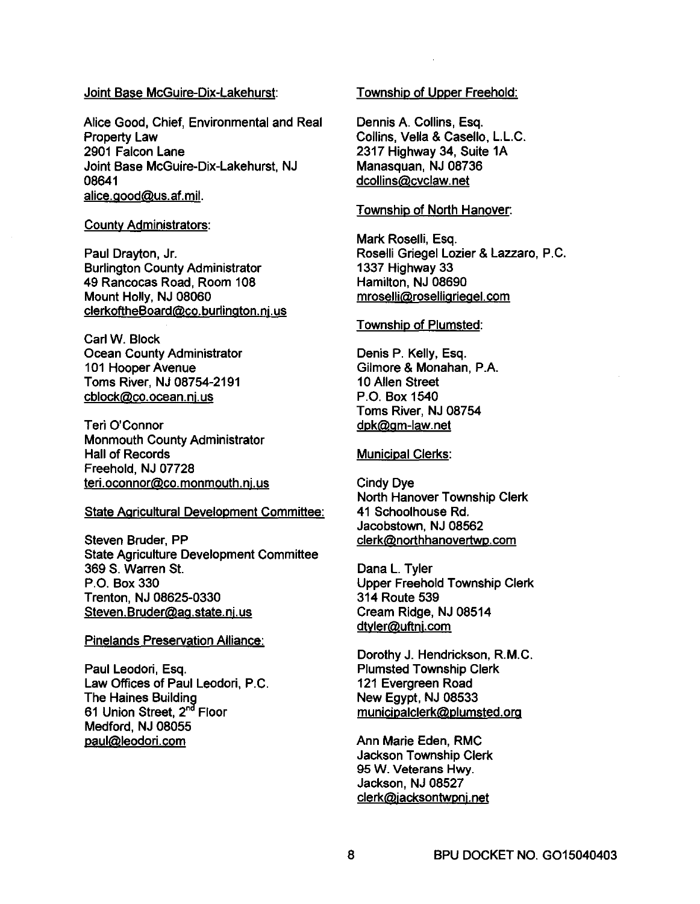Joint Base McGuire-Dix-Lakehurst:

Alice Good, Chief, Environmental and Real Property Law
2901 Falcon Lane
Joint Base McGuire-Dix-Lakehurst, NJ 08641
alice.good@us.af.mil.

County Administrators:

Paul Drayton, Jr.
Burlington County Administrator
49 Rancocas Road, Room 108
Mount Holly, NJ 08060
clerkoftheBoard@co.burlington.nj.us

Carl W. Block
Ocean County Administrator
101 Hooper Avenue
Toms River, NJ 08754-2191
cblock@co.ocean.nj.us

Teri O'Connor
Monmouth County Administrator
Hall of Records
Freehold, NJ 07728
teri.oconnor@co.monmouth.nj.us

State Agricultural Development Committee:

Steven Bruder, PP
State Agriculture Development Committee
369 S. Warren St.
P.O. Box 330
Trenton, NJ 08625-0330
Steven.Bruder@ag.state.nj.us

Pinelands Preservation Alliance:

Paul Leodori, Esq.
Law Offices of Paul Leodori, P.C.
The Haines Building
61 Union Street, 2nd Floor
Medford, NJ 08055
paul@leodori.com

Township of Upper Freehold:

Dennis A. Collins, Esq.
Collins, Vella & Casello, L.L.C.
2317 Highway 34, Suite 1A
Manasquan, NJ 08736
dcollins@cvclaw.net

Township of North Hanover:

Mark Roselli, Esq.
Roselli Griegel Lozier & Lazzaro, P.C.
1337 Highway 33
Hamilton, NJ 08690
mroselli@roselligriegel.com

Township of Plumsted:

Denis P. Kelly, Esq.
Gilmore & Monahan, P.A.
10 Allen Street
P.O. Box 1540
Toms River, NJ 08754
dpk@gm-law.net

Municipal Clerks:

Cindy Dye
North Hanover Township Clerk
41 Schoolhouse Rd.
Jacobstown, NJ 08562
clerk@northhanovertwp.com

Dana L. Tyler
Upper Freehold Township Clerk
314 Route 539
Cream Ridge, NJ 08514
dtyler@uftnj.com

Dorothy J. Hendrickson, R.M.C.
Plumsted Township Clerk
121 Evergreen Road
New Egypt, NJ 08533
municipalclerk@plumsted.org

Ann Marie Eden, RMC
Jackson Township Clerk
95 W. Veterans Hwy.
Jackson, NJ 08527
clerk@jacksontwpnj.net

BPU DOCKET NO. GO15040403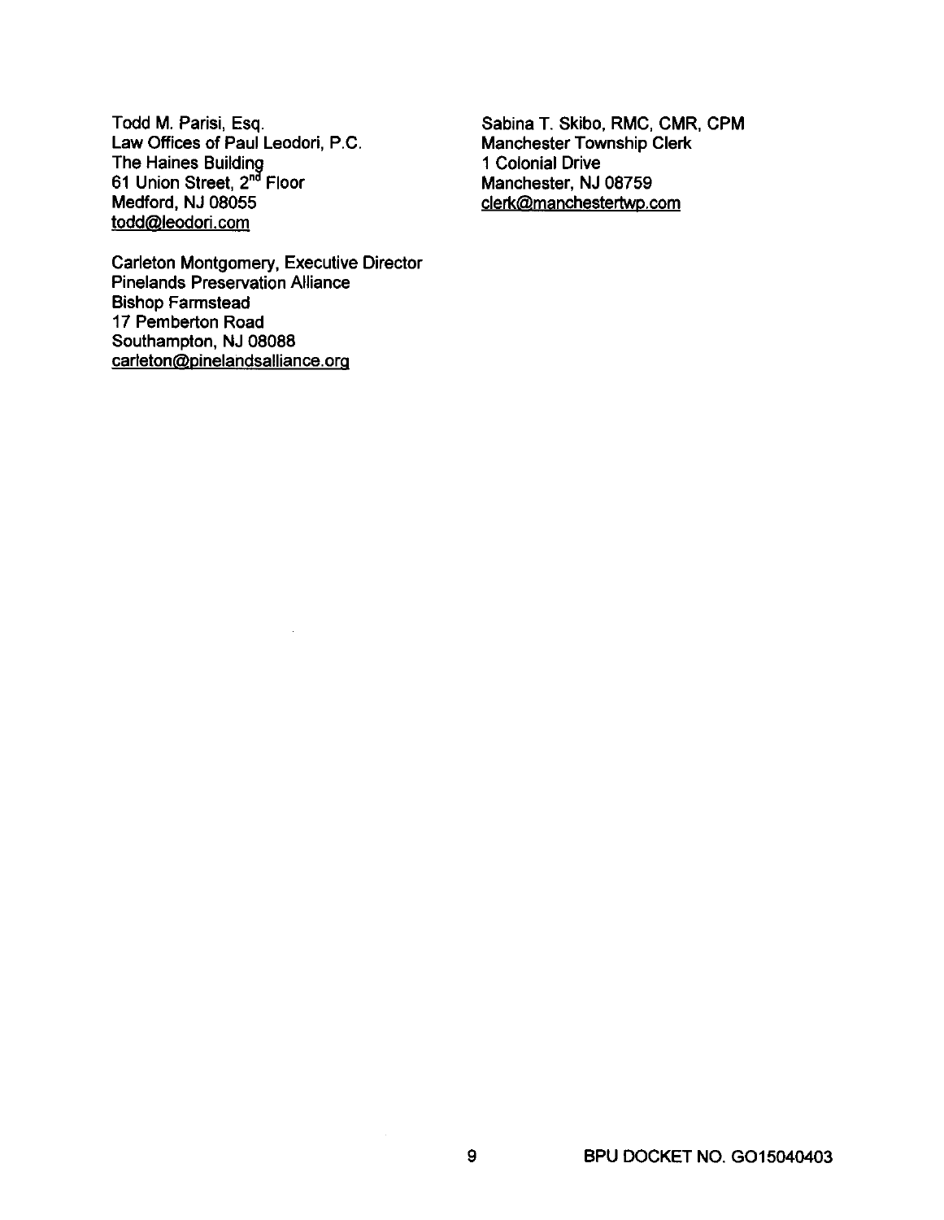Todd M. Parisi, Esq.
Law Offices of Paul Leodori, P.C.
The Haines Building
61 Union Street, 2nd Floor
Medford, NJ 08055
todd@leodori.com

Sabina T. Skibo, RMC, CMR, CPM
Manchester Township Clerk
1 Colonial Drive
Manchester, NJ 08759
clerk@manchestertwp.com

Carleton Montgomery, Executive Director
Pinelands Preservation Alliance
Bishop Farmstead
17 Pemberton Road
Southampton, NJ 08088
carleton@pinelandsalliance.org

BPU DOCKET NO. GO15040403